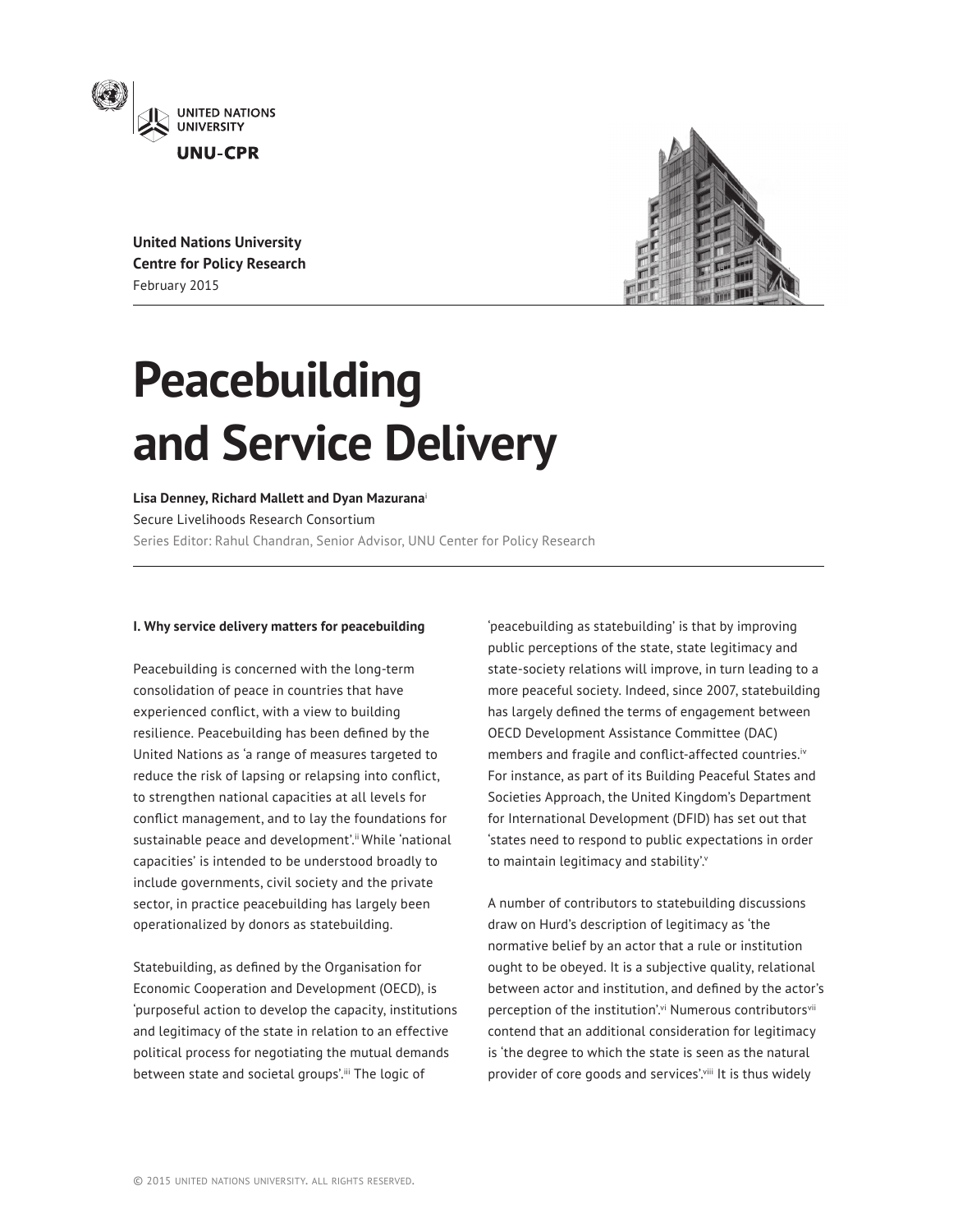United Nations University
UNU-CPR

**United Nations University**
**Centre for Policy Research**
February 2015

# Peacebuilding and Service Delivery

**Lisa Denney, Richard Mallett and Dyan Mazurana**[i]
Secure Livelihoods Research Consortium
Series Editor: Rahul Chandran, Senior Advisor, UNU Center for Policy Research

**I. Why service delivery matters for peacebuilding**

Peacebuilding is concerned with the long-term consolidation of peace in countries that have experienced conflict, with a view to building resilience. Peacebuilding has been defined by the United Nations as 'a range of measures targeted to reduce the risk of lapsing or relapsing into conflict, to strengthen national capacities at all levels for conflict management, and to lay the foundations for sustainable peace and development'.[ii] While 'national capacities' is intended to be understood broadly to include governments, civil society and the private sector, in practice peacebuilding has largely been operationalized by donors as statebuilding.

Statebuilding, as defined by the Organisation for Economic Cooperation and Development (OECD), is 'purposeful action to develop the capacity, institutions and legitimacy of the state in relation to an effective political process for negotiating the mutual demands between state and societal groups'.[iii] The logic of 'peacebuilding as statebuilding' is that by improving public perceptions of the state, state legitimacy and state-society relations will improve, in turn leading to a more peaceful society. Indeed, since 2007, statebuilding has largely defined the terms of engagement between OECD Development Assistance Committee (DAC) members and fragile and conflict-affected countries.[iv] For instance, as part of its Building Peaceful States and Societies Approach, the United Kingdom's Department for International Development (DFID) has set out that 'states need to respond to public expectations in order to maintain legitimacy and stability'.[v]

A number of contributors to statebuilding discussions draw on Hurd's description of legitimacy as 'the normative belief by an actor that a rule or institution ought to be obeyed. It is a subjective quality, relational between actor and institution, and defined by the actor's perception of the institution'.[vi] Numerous contributors[vii] contend that an additional consideration for legitimacy is 'the degree to which the state is seen as the natural provider of core goods and services'.[viii] It is thus widely

© 2015 United Nations University. All rights reserved.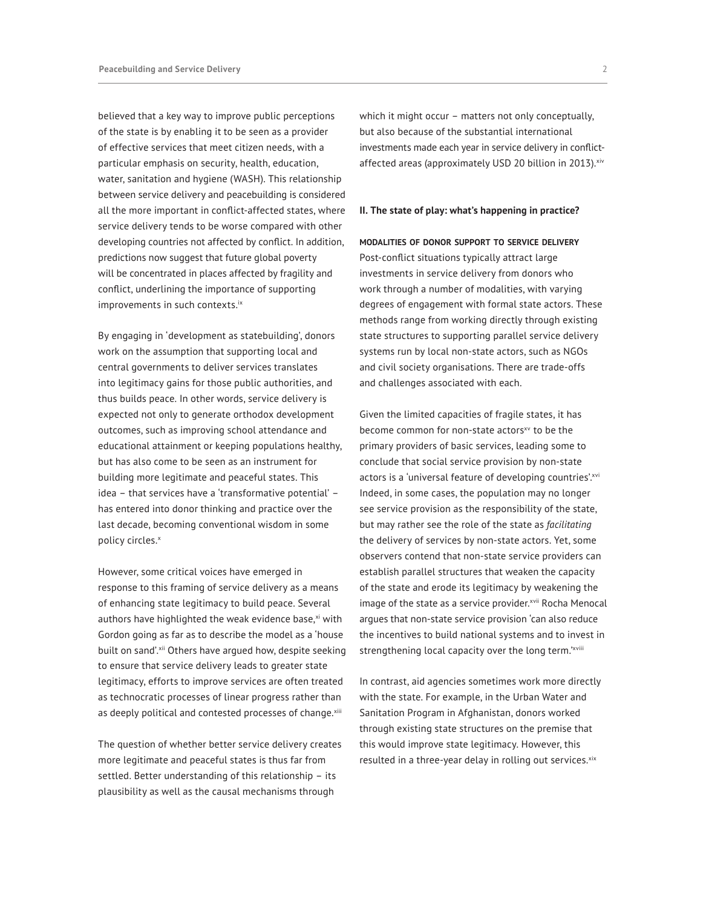believed that a key way to improve public perceptions of the state is by enabling it to be seen as a provider of effective services that meet citizen needs, with a particular emphasis on security, health, education, water, sanitation and hygiene (WASH). This relationship between service delivery and peacebuilding is considered all the more important in conflict-affected states, where service delivery tends to be worse compared with other developing countries not affected by conflict. In addition, predictions now suggest that future global poverty will be concentrated in places affected by fragility and conflict, underlining the importance of supporting improvements in such contexts.[ix]

By engaging in 'development as statebuilding', donors work on the assumption that supporting local and central governments to deliver services translates into legitimacy gains for those public authorities, and thus builds peace. In other words, service delivery is expected not only to generate orthodox development outcomes, such as improving school attendance and educational attainment or keeping populations healthy, but has also come to be seen as an instrument for building more legitimate and peaceful states. This idea – that services have a 'transformative potential' – has entered into donor thinking and practice over the last decade, becoming conventional wisdom in some policy circles.[x]

However, some critical voices have emerged in response to this framing of service delivery as a means of enhancing state legitimacy to build peace. Several authors have highlighted the weak evidence base,[xi] with Gordon going as far as to describe the model as a 'house built on sand'.[xii] Others have argued how, despite seeking to ensure that service delivery leads to greater state legitimacy, efforts to improve services are often treated as technocratic processes of linear progress rather than as deeply political and contested processes of change.[xiii]

The question of whether better service delivery creates more legitimate and peaceful states is thus far from settled. Better understanding of this relationship – its plausibility as well as the causal mechanisms through which it might occur – matters not only conceptually, but also because of the substantial international investments made each year in service delivery in conflict-affected areas (approximately USD 20 billion in 2013).[xiv]

## II. The state of play: what's happening in practice?

### MODALITIES OF DONOR SUPPORT TO SERVICE DELIVERY

Post-conflict situations typically attract large investments in service delivery from donors who work through a number of modalities, with varying degrees of engagement with formal state actors. These methods range from working directly through existing state structures to supporting parallel service delivery systems run by local non-state actors, such as NGOs and civil society organisations. There are trade-offs and challenges associated with each.

Given the limited capacities of fragile states, it has become common for non-state actors[xv] to be the primary providers of basic services, leading some to conclude that social service provision by non-state actors is a 'universal feature of developing countries'.[xvi] Indeed, in some cases, the population may no longer see service provision as the responsibility of the state, but may rather see the role of the state as *facilitating* the delivery of services by non-state actors. Yet, some observers contend that non-state service providers can establish parallel structures that weaken the capacity of the state and erode its legitimacy by weakening the image of the state as a service provider.[xvii] Rocha Menocal argues that non-state service provision 'can also reduce the incentives to build national systems and to invest in strengthening local capacity over the long term.'[xviii]

In contrast, aid agencies sometimes work more directly with the state. For example, in the Urban Water and Sanitation Program in Afghanistan, donors worked through existing state structures on the premise that this would improve state legitimacy. However, this resulted in a three-year delay in rolling out services.[xix]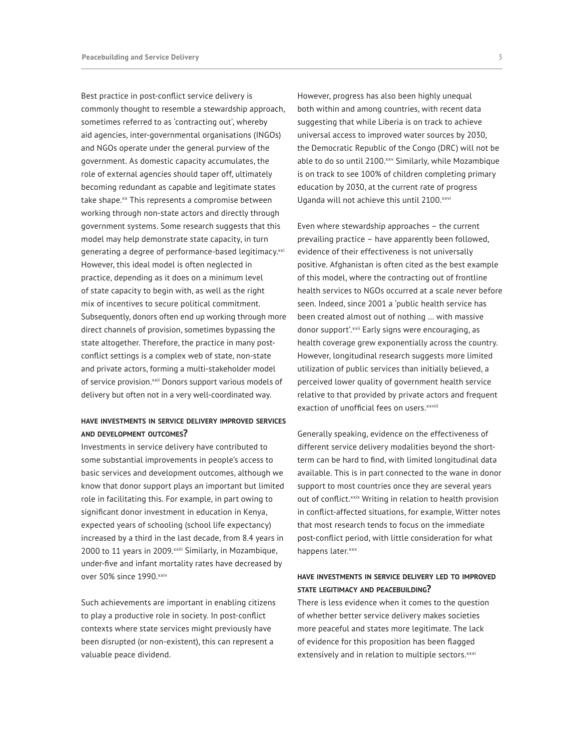Best practice in post-conflict service delivery is commonly thought to resemble a stewardship approach, sometimes referred to as 'contracting out', whereby aid agencies, inter-governmental organisations (INGOs) and NGOs operate under the general purview of the government. As domestic capacity accumulates, the role of external agencies should taper off, ultimately becoming redundant as capable and legitimate states take shape.[xx] This represents a compromise between working through non-state actors and directly through government systems. Some research suggests that this model may help demonstrate state capacity, in turn generating a degree of performance-based legitimacy.[xxi] However, this ideal model is often neglected in practice, depending as it does on a minimum level of state capacity to begin with, as well as the right mix of incentives to secure political commitment. Subsequently, donors often end up working through more direct channels of provision, sometimes bypassing the state altogether. Therefore, the practice in many post-conflict settings is a complex web of state, non-state and private actors, forming a multi-stakeholder model of service provision.[xxii] Donors support various models of delivery but often not in a very well-coordinated way.

### HAVE INVESTMENTS IN SERVICE DELIVERY IMPROVED SERVICES AND DEVELOPMENT OUTCOMES?

Investments in service delivery have contributed to some substantial improvements in people's access to basic services and development outcomes, although we know that donor support plays an important but limited role in facilitating this. For example, in part owing to significant donor investment in education in Kenya, expected years of schooling (school life expectancy) increased by a third in the last decade, from 8.4 years in 2000 to 11 years in 2009.[xxiii] Similarly, in Mozambique, under-five and infant mortality rates have decreased by over 50% since 1990.[xxiv]

Such achievements are important in enabling citizens to play a productive role in society. In post-conflict contexts where state services might previously have been disrupted (or non-existent), this can represent a valuable peace dividend.

However, progress has also been highly unequal both within and among countries, with recent data suggesting that while Liberia is on track to achieve universal access to improved water sources by 2030, the Democratic Republic of the Congo (DRC) will not be able to do so until 2100.[xxv] Similarly, while Mozambique is on track to see 100% of children completing primary education by 2030, at the current rate of progress Uganda will not achieve this until 2100.[xxvi]

Even where stewardship approaches – the current prevailing practice – have apparently been followed, evidence of their effectiveness is not universally positive. Afghanistan is often cited as the best example of this model, where the contracting out of frontline health services to NGOs occurred at a scale never before seen. Indeed, since 2001 a 'public health service has been created almost out of nothing … with massive donor support'.[xvii] Early signs were encouraging, as health coverage grew exponentially across the country. However, longitudinal research suggests more limited utilization of public services than initially believed, a perceived lower quality of government health service relative to that provided by private actors and frequent exaction of unofficial fees on users.[xxviii]

Generally speaking, evidence on the effectiveness of different service delivery modalities beyond the short-term can be hard to find, with limited longitudinal data available. This is in part connected to the wane in donor support to most countries once they are several years out of conflict.[xxix] Writing in relation to health provision in conflict-affected situations, for example, Witter notes that most research tends to focus on the immediate post-conflict period, with little consideration for what happens later.[xxx]

### HAVE INVESTMENTS IN SERVICE DELIVERY LED TO IMPROVED STATE LEGITIMACY AND PEACEBUILDING?

There is less evidence when it comes to the question of whether better service delivery makes societies more peaceful and states more legitimate. The lack of evidence for this proposition has been flagged extensively and in relation to multiple sectors.[xxxi]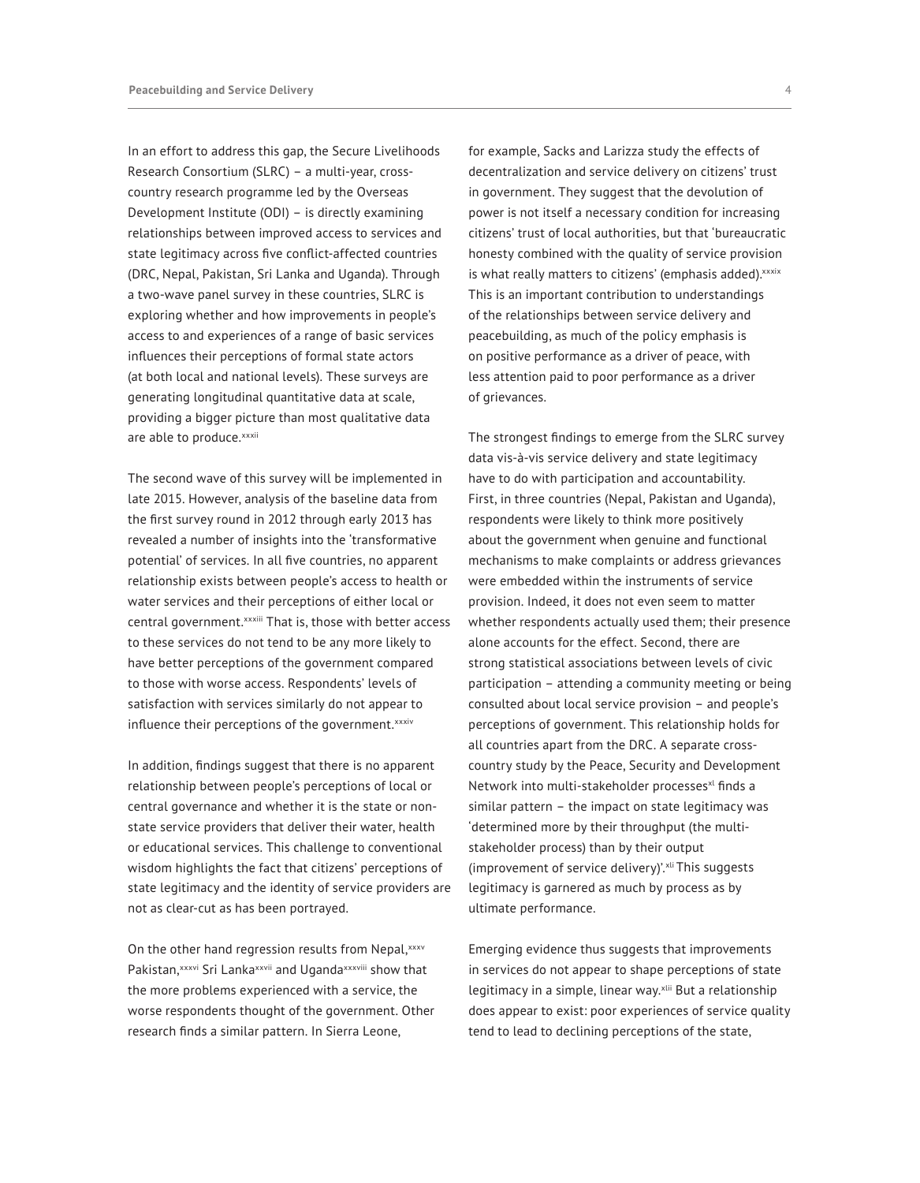In an effort to address this gap, the Secure Livelihoods Research Consortium (SLRC) – a multi-year, cross-country research programme led by the Overseas Development Institute (ODI) – is directly examining relationships between improved access to services and state legitimacy across five conflict-affected countries (DRC, Nepal, Pakistan, Sri Lanka and Uganda). Through a two-wave panel survey in these countries, SLRC is exploring whether and how improvements in people's access to and experiences of a range of basic services influences their perceptions of formal state actors (at both local and national levels). These surveys are generating longitudinal quantitative data at scale, providing a bigger picture than most qualitative data are able to produce.[xxxii]

The second wave of this survey will be implemented in late 2015. However, analysis of the baseline data from the first survey round in 2012 through early 2013 has revealed a number of insights into the 'transformative potential' of services. In all five countries, no apparent relationship exists between people's access to health or water services and their perceptions of either local or central government.[xxxiii] That is, those with better access to these services do not tend to be any more likely to have better perceptions of the government compared to those with worse access. Respondents' levels of satisfaction with services similarly do not appear to influence their perceptions of the government.[xxxiv]

In addition, findings suggest that there is no apparent relationship between people's perceptions of local or central governance and whether it is the state or non-state service providers that deliver their water, health or educational services. This challenge to conventional wisdom highlights the fact that citizens' perceptions of state legitimacy and the identity of service providers are not as clear-cut as has been portrayed.

On the other hand regression results from Nepal,[xxxv] Pakistan,[xxxvi] Sri Lanka[xxxvii] and Uganda[xxxviii] show that the more problems experienced with a service, the worse respondents thought of the government. Other research finds a similar pattern. In Sierra Leone, for example, Sacks and Larizza study the effects of decentralization and service delivery on citizens' trust in government. They suggest that the devolution of power is not itself a necessary condition for increasing citizens' trust of local authorities, but that 'bureaucratic honesty combined with the quality of service provision is what really matters to citizens' (emphasis added).[xxxix] This is an important contribution to understandings of the relationships between service delivery and peacebuilding, as much of the policy emphasis is on positive performance as a driver of peace, with less attention paid to poor performance as a driver of grievances.

The strongest findings to emerge from the SLRC survey data vis-à-vis service delivery and state legitimacy have to do with participation and accountability. First, in three countries (Nepal, Pakistan and Uganda), respondents were likely to think more positively about the government when genuine and functional mechanisms to make complaints or address grievances were embedded within the instruments of service provision. Indeed, it does not even seem to matter whether respondents actually used them; their presence alone accounts for the effect. Second, there are strong statistical associations between levels of civic participation – attending a community meeting or being consulted about local service provision – and people's perceptions of government. This relationship holds for all countries apart from the DRC. A separate cross-country study by the Peace, Security and Development Network into multi-stakeholder processes[xl] finds a similar pattern – the impact on state legitimacy was 'determined more by their throughput (the multi-stakeholder process) than by their output (improvement of service delivery)'.[xli] This suggests legitimacy is garnered as much by process as by ultimate performance.

Emerging evidence thus suggests that improvements in services do not appear to shape perceptions of state legitimacy in a simple, linear way.[xlii] But a relationship does appear to exist: poor experiences of service quality tend to lead to declining perceptions of the state,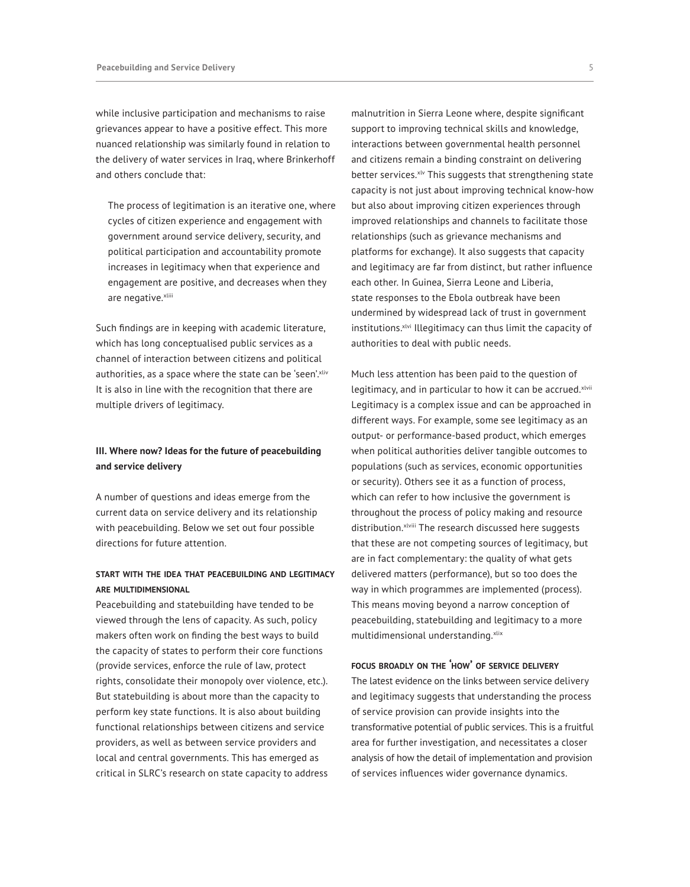while inclusive participation and mechanisms to raise grievances appear to have a positive effect. This more nuanced relationship was similarly found in relation to the delivery of water services in Iraq, where Brinkerhoff and others conclude that:

> The process of legitimation is an iterative one, where cycles of citizen experience and engagement with government around service delivery, security, and political participation and accountability promote increases in legitimacy when that experience and engagement are positive, and decreases when they are negative.[xliii]

Such findings are in keeping with academic literature, which has long conceptualised public services as a channel of interaction between citizens and political authorities, as a space where the state can be 'seen'.[xliv] It is also in line with the recognition that there are multiple drivers of legitimacy.

## III. Where now? Ideas for the future of peacebuilding and service delivery

A number of questions and ideas emerge from the current data on service delivery and its relationship with peacebuilding. Below we set out four possible directions for future attention.

### START WITH THE IDEA THAT PEACEBUILDING AND LEGITIMACY ARE MULTIDIMENSIONAL

Peacebuilding and statebuilding have tended to be viewed through the lens of capacity. As such, policy makers often work on finding the best ways to build the capacity of states to perform their core functions (provide services, enforce the rule of law, protect rights, consolidate their monopoly over violence, etc.). But statebuilding is about more than the capacity to perform key state functions. It is also about building functional relationships between citizens and service providers, as well as between service providers and local and central governments. This has emerged as critical in SLRC's research on state capacity to address malnutrition in Sierra Leone where, despite significant support to improving technical skills and knowledge, interactions between governmental health personnel and citizens remain a binding constraint on delivering better services.[xlv] This suggests that strengthening state capacity is not just about improving technical know-how but also about improving citizen experiences through improved relationships and channels to facilitate those relationships (such as grievance mechanisms and platforms for exchange). It also suggests that capacity and legitimacy are far from distinct, but rather influence each other. In Guinea, Sierra Leone and Liberia, state responses to the Ebola outbreak have been undermined by widespread lack of trust in government institutions.[xlvi] Illegitimacy can thus limit the capacity of authorities to deal with public needs.

Much less attention has been paid to the question of legitimacy, and in particular to how it can be accrued.[xlvii] Legitimacy is a complex issue and can be approached in different ways. For example, some see legitimacy as an output- or performance-based product, which emerges when political authorities deliver tangible outcomes to populations (such as services, economic opportunities or security). Others see it as a function of process, which can refer to how inclusive the government is throughout the process of policy making and resource distribution.[xlviii] The research discussed here suggests that these are not competing sources of legitimacy, but are in fact complementary: the quality of what gets delivered matters (performance), but so too does the way in which programmes are implemented (process). This means moving beyond a narrow conception of peacebuilding, statebuilding and legitimacy to a more multidimensional understanding.[xlix]

### FOCUS BROADLY ON THE 'HOW' OF SERVICE DELIVERY

The latest evidence on the links between service delivery and legitimacy suggests that understanding the process of service provision can provide insights into the transformative potential of public services. This is a fruitful area for further investigation, and necessitates a closer analysis of how the detail of implementation and provision of services influences wider governance dynamics.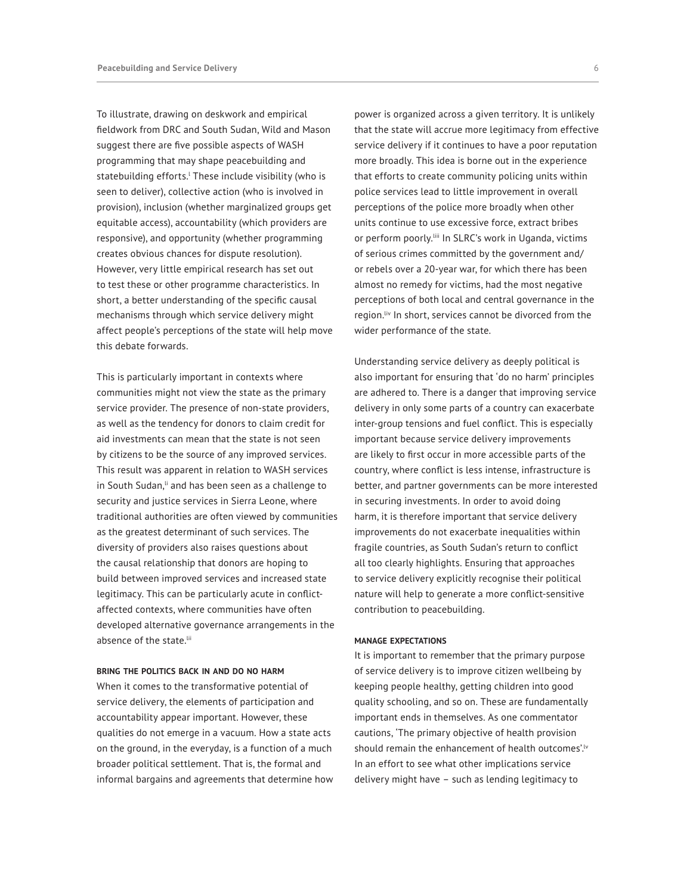To illustrate, drawing on deskwork and empirical fieldwork from DRC and South Sudan, Wild and Mason suggest there are five possible aspects of WASH programming that may shape peacebuilding and statebuilding efforts.[l] These include visibility (who is seen to deliver), collective action (who is involved in provision), inclusion (whether marginalized groups get equitable access), accountability (which providers are responsive), and opportunity (whether programming creates obvious chances for dispute resolution). However, very little empirical research has set out to test these or other programme characteristics. In short, a better understanding of the specific causal mechanisms through which service delivery might affect people's perceptions of the state will help move this debate forwards.

This is particularly important in contexts where communities might not view the state as the primary service provider. The presence of non-state providers, as well as the tendency for donors to claim credit for aid investments can mean that the state is not seen by citizens to be the source of any improved services. This result was apparent in relation to WASH services in South Sudan,[li] and has been seen as a challenge to security and justice services in Sierra Leone, where traditional authorities are often viewed by communities as the greatest determinant of such services. The diversity of providers also raises questions about the causal relationship that donors are hoping to build between improved services and increased state legitimacy. This can be particularly acute in conflict-affected contexts, where communities have often developed alternative governance arrangements in the absence of the state.[lii]

#### BRING THE POLITICS BACK IN AND DO NO HARM

When it comes to the transformative potential of service delivery, the elements of participation and accountability appear important. However, these qualities do not emerge in a vacuum. How a state acts on the ground, in the everyday, is a function of a much broader political settlement. That is, the formal and informal bargains and agreements that determine how power is organized across a given territory. It is unlikely that the state will accrue more legitimacy from effective service delivery if it continues to have a poor reputation more broadly. This idea is borne out in the experience that efforts to create community policing units within police services lead to little improvement in overall perceptions of the police more broadly when other units continue to use excessive force, extract bribes or perform poorly.[liii] In SLRC's work in Uganda, victims of serious crimes committed by the government and/or rebels over a 20-year war, for which there has been almost no remedy for victims, had the most negative perceptions of both local and central governance in the region.[liv] In short, services cannot be divorced from the wider performance of the state.

Understanding service delivery as deeply political is also important for ensuring that 'do no harm' principles are adhered to. There is a danger that improving service delivery in only some parts of a country can exacerbate inter-group tensions and fuel conflict. This is especially important because service delivery improvements are likely to first occur in more accessible parts of the country, where conflict is less intense, infrastructure is better, and partner governments can be more interested in securing investments. In order to avoid doing harm, it is therefore important that service delivery improvements do not exacerbate inequalities within fragile countries, as South Sudan's return to conflict all too clearly highlights. Ensuring that approaches to service delivery explicitly recognise their political nature will help to generate a more conflict-sensitive contribution to peacebuilding.

#### MANAGE EXPECTATIONS

It is important to remember that the primary purpose of service delivery is to improve citizen wellbeing by keeping people healthy, getting children into good quality schooling, and so on. These are fundamentally important ends in themselves. As one commentator cautions, 'The primary objective of health provision should remain the enhancement of health outcomes'.[lv] In an effort to see what other implications service delivery might have – such as lending legitimacy to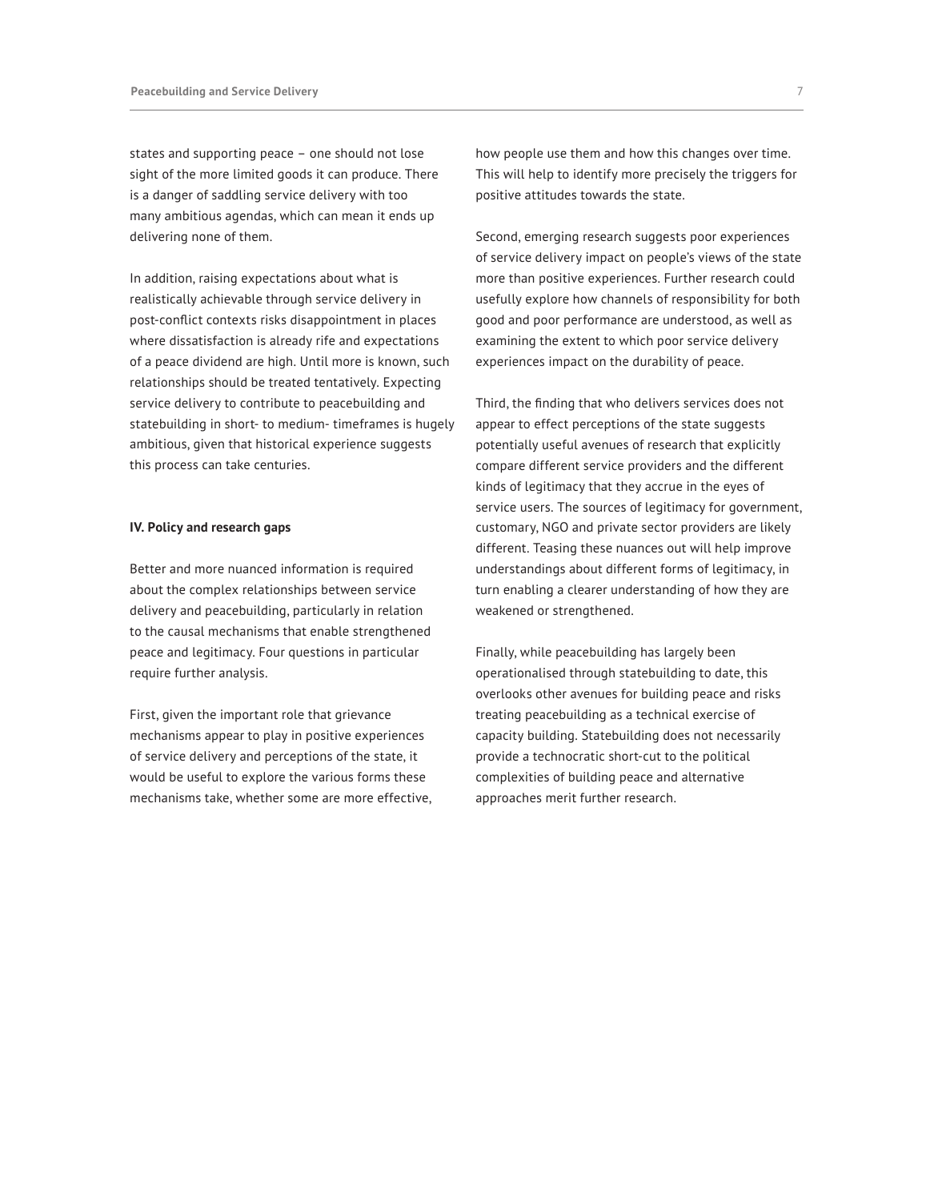states and supporting peace – one should not lose sight of the more limited goods it can produce. There is a danger of saddling service delivery with too many ambitious agendas, which can mean it ends up delivering none of them.

In addition, raising expectations about what is realistically achievable through service delivery in post-conflict contexts risks disappointment in places where dissatisfaction is already rife and expectations of a peace dividend are high. Until more is known, such relationships should be treated tentatively. Expecting service delivery to contribute to peacebuilding and statebuilding in short- to medium- timeframes is hugely ambitious, given that historical experience suggests this process can take centuries.

## IV. Policy and research gaps

Better and more nuanced information is required about the complex relationships between service delivery and peacebuilding, particularly in relation to the causal mechanisms that enable strengthened peace and legitimacy. Four questions in particular require further analysis.

First, given the important role that grievance mechanisms appear to play in positive experiences of service delivery and perceptions of the state, it would be useful to explore the various forms these mechanisms take, whether some are more effective, how people use them and how this changes over time. This will help to identify more precisely the triggers for positive attitudes towards the state.

Second, emerging research suggests poor experiences of service delivery impact on people's views of the state more than positive experiences. Further research could usefully explore how channels of responsibility for both good and poor performance are understood, as well as examining the extent to which poor service delivery experiences impact on the durability of peace.

Third, the finding that who delivers services does not appear to effect perceptions of the state suggests potentially useful avenues of research that explicitly compare different service providers and the different kinds of legitimacy that they accrue in the eyes of service users. The sources of legitimacy for government, customary, NGO and private sector providers are likely different. Teasing these nuances out will help improve understandings about different forms of legitimacy, in turn enabling a clearer understanding of how they are weakened or strengthened.

Finally, while peacebuilding has largely been operationalised through statebuilding to date, this overlooks other avenues for building peace and risks treating peacebuilding as a technical exercise of capacity building. Statebuilding does not necessarily provide a technocratic short-cut to the political complexities of building peace and alternative approaches merit further research.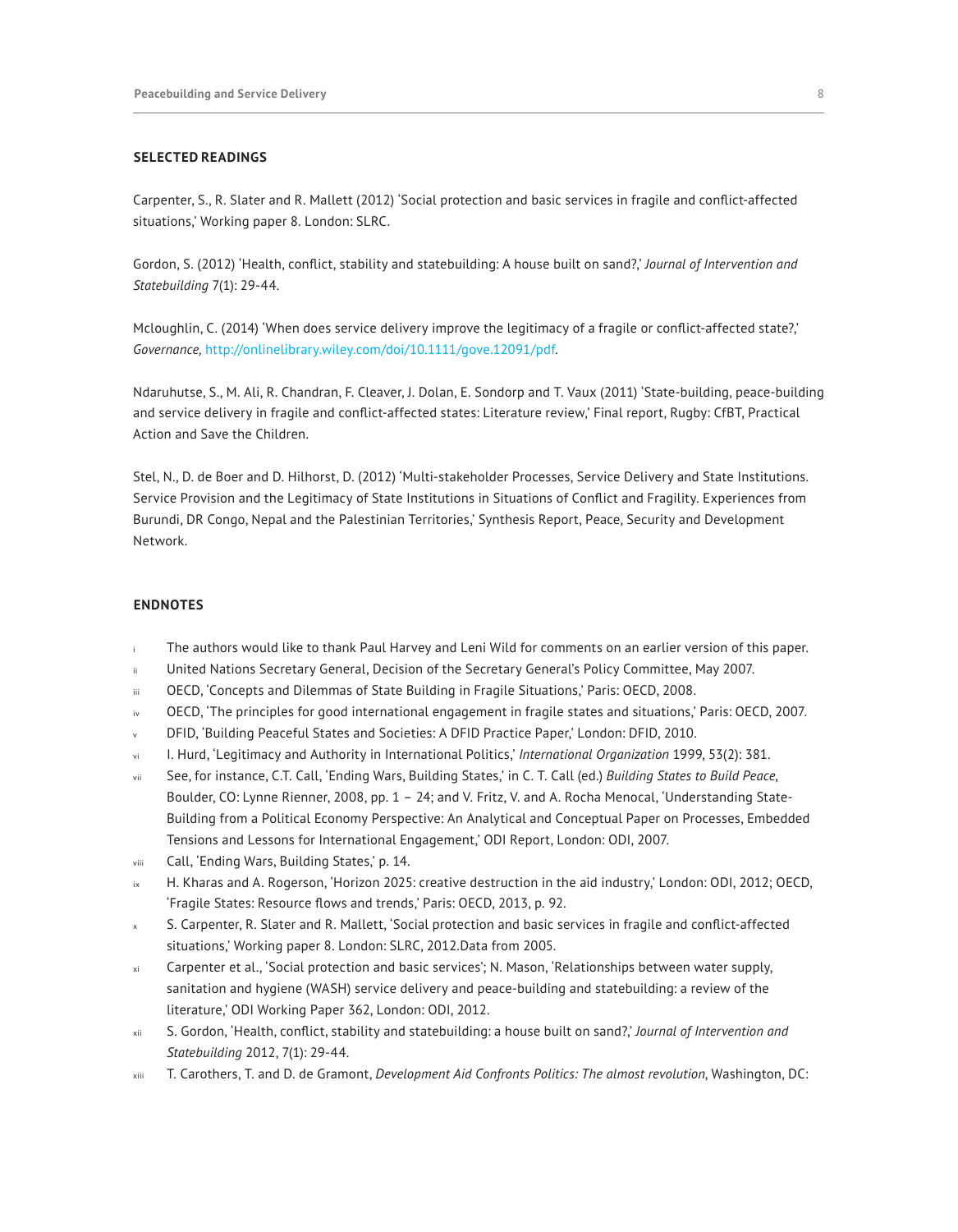## SELECTED READINGS

Carpenter, S., R. Slater and R. Mallett (2012) 'Social protection and basic services in fragile and conflict-affected situations,' Working paper 8. London: SLRC.

Gordon, S. (2012) 'Health, conflict, stability and statebuilding: A house built on sand?,' *Journal of Intervention and Statebuilding* 7(1): 29-44.

Mcloughlin, C. (2014) 'When does service delivery improve the legitimacy of a fragile or conflict-affected state?,' *Governance,* http://onlinelibrary.wiley.com/doi/10.1111/gove.12091/pdf.

Ndaruhutse, S., M. Ali, R. Chandran, F. Cleaver, J. Dolan, E. Sondorp and T. Vaux (2011) 'State-building, peace-building and service delivery in fragile and conflict-affected states: Literature review,' Final report, Rugby: CfBT, Practical Action and Save the Children.

Stel, N., D. de Boer and D. Hilhorst, D. (2012) 'Multi-stakeholder Processes, Service Delivery and State Institutions. Service Provision and the Legitimacy of State Institutions in Situations of Conflict and Fragility. Experiences from Burundi, DR Congo, Nepal and the Palestinian Territories,' Synthesis Report, Peace, Security and Development Network.

## ENDNOTES

i The authors would like to thank Paul Harvey and Leni Wild for comments on an earlier version of this paper.

ii United Nations Secretary General, Decision of the Secretary General's Policy Committee, May 2007.

iii OECD, 'Concepts and Dilemmas of State Building in Fragile Situations,' Paris: OECD, 2008.

iv OECD, 'The principles for good international engagement in fragile states and situations,' Paris: OECD, 2007.

v DFID, 'Building Peaceful States and Societies: A DFID Practice Paper,' London: DFID, 2010.

vi I. Hurd, 'Legitimacy and Authority in International Politics,' *International Organization* 1999, 53(2): 381.

vii See, for instance, C.T. Call, 'Ending Wars, Building States,' in C. T. Call (ed.) *Building States to Build Peace*, Boulder, CO: Lynne Rienner, 2008, pp. 1 – 24; and V. Fritz, V. and A. Rocha Menocal, 'Understanding State-Building from a Political Economy Perspective: An Analytical and Conceptual Paper on Processes, Embedded Tensions and Lessons for International Engagement,' ODI Report, London: ODI, 2007.

viii Call, 'Ending Wars, Building States,' p. 14.

ix H. Kharas and A. Rogerson, 'Horizon 2025: creative destruction in the aid industry,' London: ODI, 2012; OECD, 'Fragile States: Resource flows and trends,' Paris: OECD, 2013, p. 92.

x S. Carpenter, R. Slater and R. Mallett, 'Social protection and basic services in fragile and conflict-affected situations,' Working paper 8. London: SLRC, 2012.Data from 2005.

xi Carpenter et al., 'Social protection and basic services'; N. Mason, 'Relationships between water supply, sanitation and hygiene (WASH) service delivery and peace-building and statebuilding: a review of the literature,' ODI Working Paper 362, London: ODI, 2012.

xii S. Gordon, 'Health, conflict, stability and statebuilding: a house built on sand?,' *Journal of Intervention and Statebuilding* 2012, 7(1): 29-44.

xiii T. Carothers, T. and D. de Gramont, *Development Aid Confronts Politics: The almost revolution*, Washington, DC: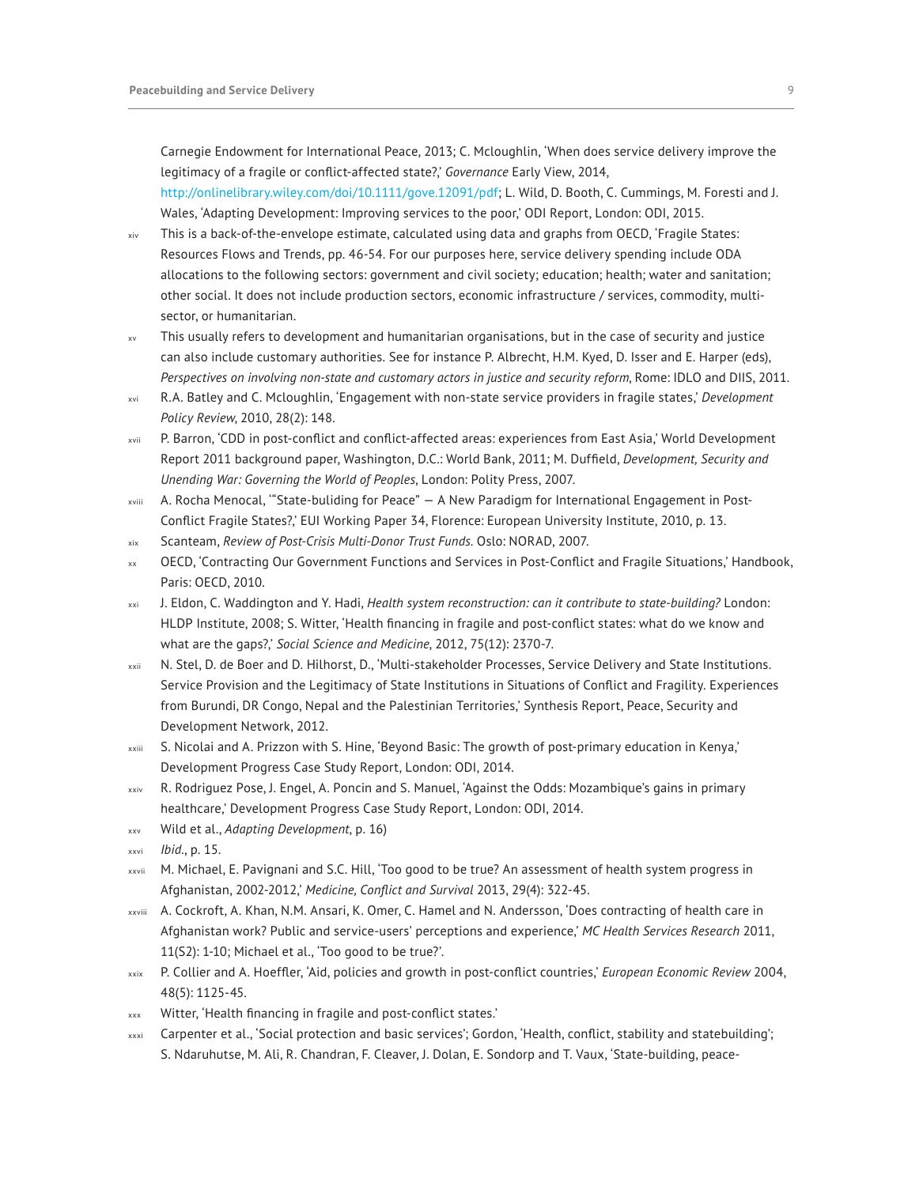Carnegie Endowment for International Peace, 2013; C. Mcloughlin, 'When does service delivery improve the legitimacy of a fragile or conflict-affected state?,' *Governance* Early View, 2014, http://onlinelibrary.wiley.com/doi/10.1111/gove.12091/pdf; L. Wild, D. Booth, C. Cummings, M. Foresti and J. Wales, 'Adapting Development: Improving services to the poor,' ODI Report, London: ODI, 2015.

xiv This is a back-of-the-envelope estimate, calculated using data and graphs from OECD, 'Fragile States: Resources Flows and Trends, pp. 46-54. For our purposes here, service delivery spending include ODA allocations to the following sectors: government and civil society; education; health; water and sanitation; other social. It does not include production sectors, economic infrastructure / services, commodity, multi-sector, or humanitarian.

xv This usually refers to development and humanitarian organisations, but in the case of security and justice can also include customary authorities. See for instance P. Albrecht, H.M. Kyed, D. Isser and E. Harper (eds), *Perspectives on involving non-state and customary actors in justice and security reform*, Rome: IDLO and DIIS, 2011.

xvi R.A. Batley and C. Mcloughlin, 'Engagement with non-state service providers in fragile states,' *Development Policy Review*, 2010, 28(2): 148.

xvii P. Barron, 'CDD in post-conflict and conflict-affected areas: experiences from East Asia,' World Development Report 2011 background paper, Washington, D.C.: World Bank, 2011; M. Duffield, *Development, Security and Unending War: Governing the World of Peoples*, London: Polity Press, 2007.

xviii A. Rocha Menocal, '"State-buliding for Peace" — A New Paradigm for International Engagement in Post-Conflict Fragile States?,' EUI Working Paper 34, Florence: European University Institute, 2010, p. 13.

xix Scanteam, *Review of Post-Crisis Multi-Donor Trust Funds.* Oslo: NORAD, 2007.

xx OECD, 'Contracting Our Government Functions and Services in Post-Conflict and Fragile Situations,' Handbook, Paris: OECD, 2010.

xxi J. Eldon, C. Waddington and Y. Hadi, *Health system reconstruction: can it contribute to state-building?* London: HLDP Institute, 2008; S. Witter, 'Health financing in fragile and post-conflict states: what do we know and what are the gaps?,' *Social Science and Medicine*, 2012, 75(12): 2370-7.

xxii N. Stel, D. de Boer and D. Hilhorst, D., 'Multi-stakeholder Processes, Service Delivery and State Institutions. Service Provision and the Legitimacy of State Institutions in Situations of Conflict and Fragility. Experiences from Burundi, DR Congo, Nepal and the Palestinian Territories,' Synthesis Report, Peace, Security and Development Network, 2012.

xxiii S. Nicolai and A. Prizzon with S. Hine, 'Beyond Basic: The growth of post-primary education in Kenya,' Development Progress Case Study Report, London: ODI, 2014.

xxiv R. Rodriguez Pose, J. Engel, A. Poncin and S. Manuel, 'Against the Odds: Mozambique's gains in primary healthcare,' Development Progress Case Study Report, London: ODI, 2014.

xxv Wild et al., *Adapting Development*, p. 16)

xxvi *Ibid.*, p. 15.

xxvii M. Michael, E. Pavignani and S.C. Hill, 'Too good to be true? An assessment of health system progress in Afghanistan, 2002-2012,' *Medicine, Conflict and Survival* 2013, 29(4): 322-45.

xxviii A. Cockroft, A. Khan, N.M. Ansari, K. Omer, C. Hamel and N. Andersson, 'Does contracting of health care in Afghanistan work? Public and service-users' perceptions and experience,' *MC Health Services Research* 2011, 11(S2): 1-10; Michael et al., 'Too good to be true?'.

xxix P. Collier and A. Hoeffler, 'Aid, policies and growth in post-conflict countries,' *European Economic Review* 2004, 48(5): 1125-45.

xxx Witter, 'Health financing in fragile and post-conflict states.'

xxxi Carpenter et al., 'Social protection and basic services'; Gordon, 'Health, conflict, stability and statebuilding'; S. Ndaruhutse, M. Ali, R. Chandran, F. Cleaver, J. Dolan, E. Sondorp and T. Vaux, 'State-building, peace-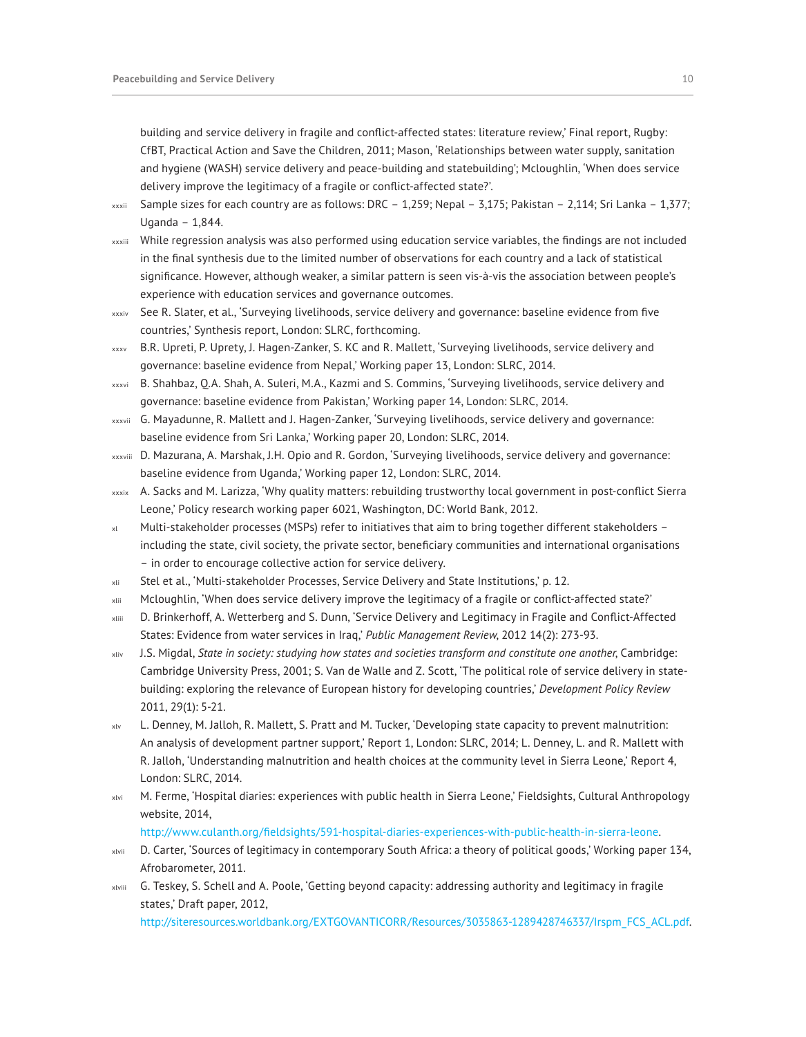building and service delivery in fragile and conflict-affected states: literature review,' Final report, Rugby: CfBT, Practical Action and Save the Children, 2011; Mason, 'Relationships between water supply, sanitation and hygiene (WASH) service delivery and peace-building and statebuilding'; Mcloughlin, 'When does service delivery improve the legitimacy of a fragile or conflict-affected state?'.

xxxii Sample sizes for each country are as follows: DRC – 1,259; Nepal – 3,175; Pakistan – 2,114; Sri Lanka – 1,377; Uganda – 1,844.

xxxiii While regression analysis was also performed using education service variables, the findings are not included in the final synthesis due to the limited number of observations for each country and a lack of statistical significance. However, although weaker, a similar pattern is seen vis-à-vis the association between people's experience with education services and governance outcomes.

xxxiv See R. Slater, et al., 'Surveying livelihoods, service delivery and governance: baseline evidence from five countries,' Synthesis report, London: SLRC, forthcoming.

xxxv B.R. Upreti, P. Uprety, J. Hagen-Zanker, S. KC and R. Mallett, 'Surveying livelihoods, service delivery and governance: baseline evidence from Nepal,' Working paper 13, London: SLRC, 2014.

xxxvi B. Shahbaz, Q.A. Shah, A. Suleri, M.A., Kazmi and S. Commins, 'Surveying livelihoods, service delivery and governance: baseline evidence from Pakistan,' Working paper 14, London: SLRC, 2014.

xxxvii G. Mayadunne, R. Mallett and J. Hagen-Zanker, 'Surveying livelihoods, service delivery and governance: baseline evidence from Sri Lanka,' Working paper 20, London: SLRC, 2014.

xxxviii D. Mazurana, A. Marshak, J.H. Opio and R. Gordon, 'Surveying livelihoods, service delivery and governance: baseline evidence from Uganda,' Working paper 12, London: SLRC, 2014.

xxxix A. Sacks and M. Larizza, 'Why quality matters: rebuilding trustworthy local government in post-conflict Sierra Leone,' Policy research working paper 6021, Washington, DC: World Bank, 2012.

xl Multi-stakeholder processes (MSPs) refer to initiatives that aim to bring together different stakeholders – including the state, civil society, the private sector, beneficiary communities and international organisations – in order to encourage collective action for service delivery.

xli Stel et al., 'Multi-stakeholder Processes, Service Delivery and State Institutions,' p. 12.

xlii Mcloughlin, 'When does service delivery improve the legitimacy of a fragile or conflict-affected state?'

xliii D. Brinkerhoff, A. Wetterberg and S. Dunn, 'Service Delivery and Legitimacy in Fragile and Conflict-Affected States: Evidence from water services in Iraq,' *Public Management Review*, 2012 14(2): 273-93.

xliv J.S. Migdal, *State in society: studying how states and societies transform and constitute one another*, Cambridge: Cambridge University Press, 2001; S. Van de Walle and Z. Scott, 'The political role of service delivery in state-building: exploring the relevance of European history for developing countries,' *Development Policy Review* 2011, 29(1): 5-21.

xlv L. Denney, M. Jalloh, R. Mallett, S. Pratt and M. Tucker, 'Developing state capacity to prevent malnutrition: An analysis of development partner support,' Report 1, London: SLRC, 2014; L. Denney, L. and R. Mallett with R. Jalloh, 'Understanding malnutrition and health choices at the community level in Sierra Leone,' Report 4, London: SLRC, 2014.

xlvi M. Ferme, 'Hospital diaries: experiences with public health in Sierra Leone,' Fieldsights, Cultural Anthropology website, 2014, http://www.culanth.org/fieldsights/591-hospital-diaries-experiences-with-public-health-in-sierra-leone.

xlvii D. Carter, 'Sources of legitimacy in contemporary South Africa: a theory of political goods,' Working paper 134, Afrobarometer, 2011.

xlviii G. Teskey, S. Schell and A. Poole, 'Getting beyond capacity: addressing authority and legitimacy in fragile states,' Draft paper, 2012, http://siteresources.worldbank.org/EXTGOVANTICORR/Resources/3035863-1289428746337/Irspm_FCS_ACL.pdf.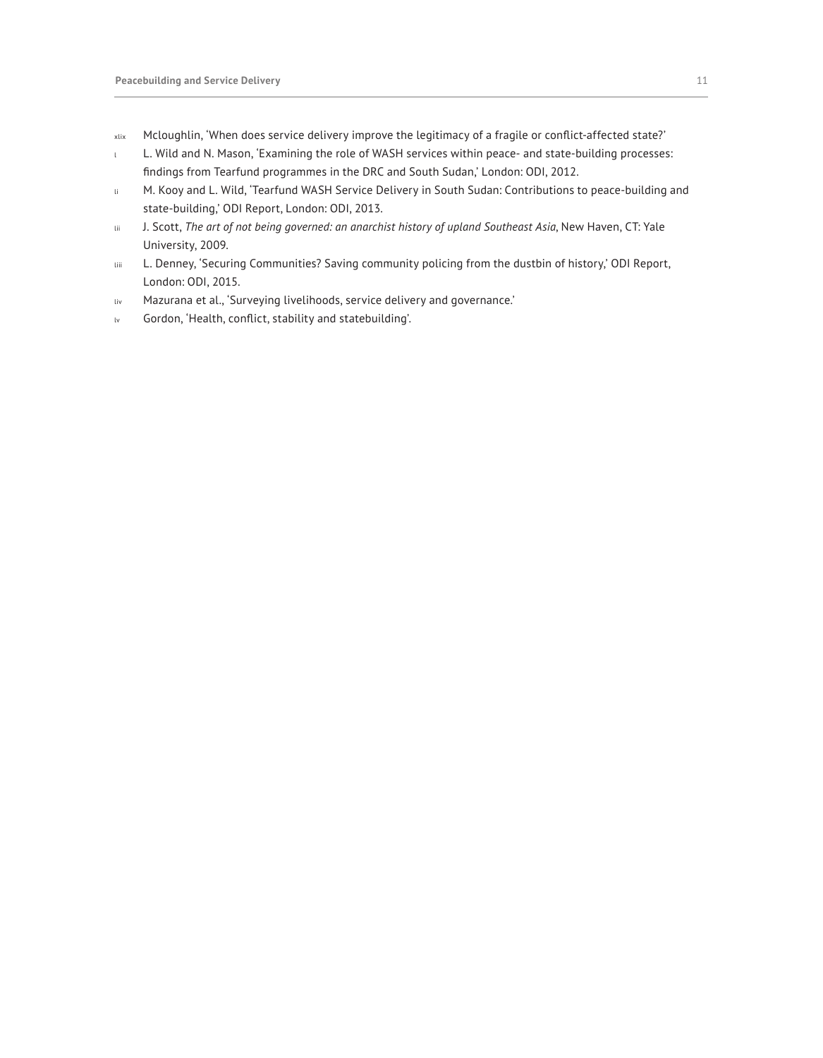xlix Mcloughlin, 'When does service delivery improve the legitimacy of a fragile or conflict-affected state?'

l L. Wild and N. Mason, 'Examining the role of WASH services within peace- and state-building processes: findings from Tearfund programmes in the DRC and South Sudan,' London: ODI, 2012.

li M. Kooy and L. Wild, 'Tearfund WASH Service Delivery in South Sudan: Contributions to peace-building and state-building,' ODI Report, London: ODI, 2013.

lii J. Scott, *The art of not being governed: an anarchist history of upland Southeast Asia*, New Haven, CT: Yale University, 2009.

liii L. Denney, 'Securing Communities? Saving community policing from the dustbin of history,' ODI Report, London: ODI, 2015.

liv Mazurana et al., 'Surveying livelihoods, service delivery and governance.'

lv Gordon, 'Health, conflict, stability and statebuilding'.